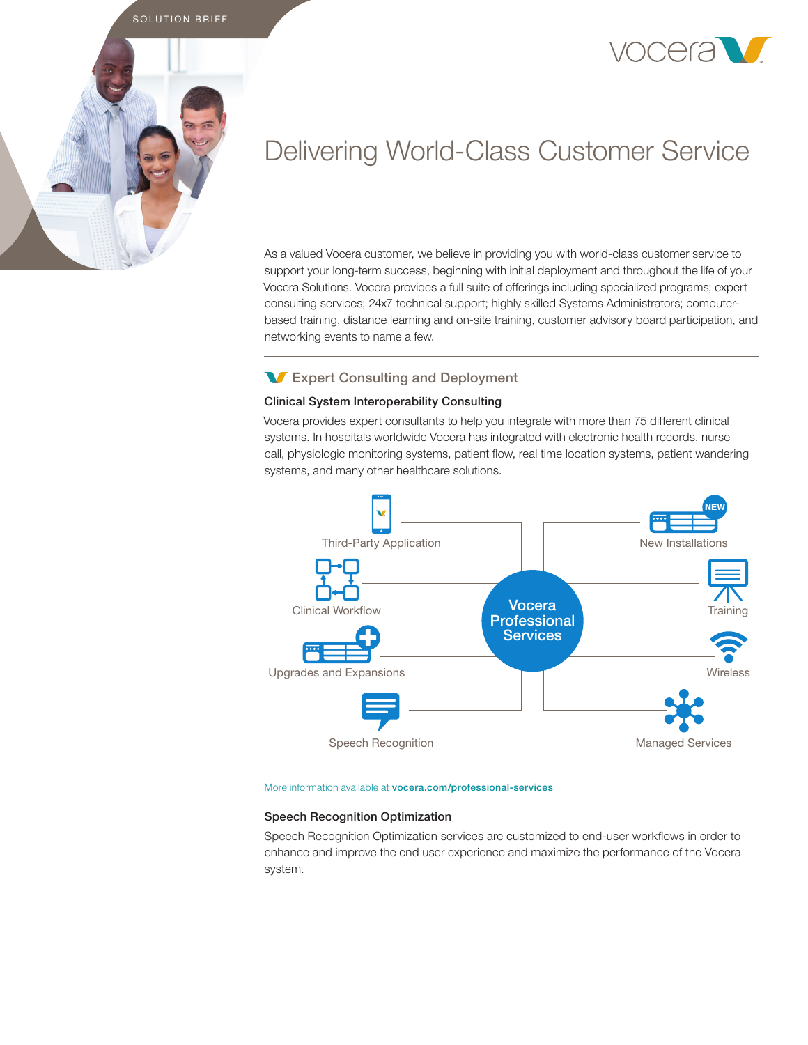SOLUTION BRIEF

# Delivering World-Class Customer Service

As a valued Vocera customer, we believe in providing you with world-class customer service to support your long-term success, beginning with initial deployment and throughout the life of your Vocera Solutions. Vocera provides a full suite of offerings including specialized programs; expert consulting services; 24x7 technical support; highly skilled Systems Administrators; computer-based training, distance learning and on-site training, customer advisory board participation, and networking events to name a few.

## Expert Consulting and Deployment

### Clinical System Interoperability Consulting

Vocera provides expert consultants to help you integrate with more than 75 different clinical systems. In hospitals worldwide Vocera has integrated with electronic health records, nurse call, physiologic monitoring systems, patient flow, real time location systems, patient wandering systems, and many other healthcare solutions.

Vocera Professional Services

- Third-Party Application
- Clinical Workflow
- Upgrades and Expansions
- Speech Recognition
- New Installations (NEW)
- Training
- Wireless
- Managed Services

More information available at **vocera.com/professional-services**

### Speech Recognition Optimization

Speech Recognition Optimization services are customized to end-user workflows in order to enhance and improve the end user experience and maximize the performance of the Vocera system.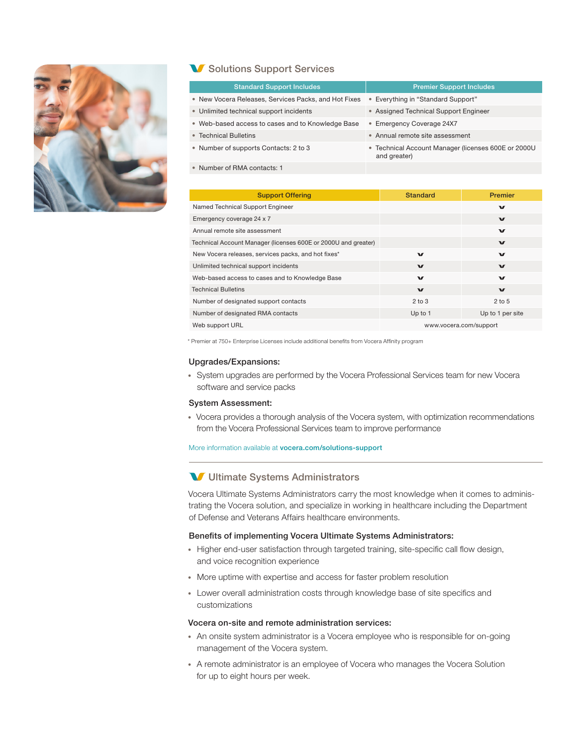## Solutions Support Services

| Standard Support Includes | Premier Support Includes |
|---|---|
| • New Vocera Releases, Services Packs, and Hot Fixes | • Everything in “Standard Support” |
| • Unlimited technical support incidents | • Assigned Technical Support Engineer |
| • Web-based access to cases and to Knowledge Base | • Emergency Coverage 24X7 |
| • Technical Bulletins | • Annual remote site assessment |
| • Number of supports Contacts: 2 to 3 | • Technical Account Manager (licenses 600E or 2000U and greater) |
| • Number of RMA contacts: 1 | |

| Support Offering | Standard | Premier |
|---|---|---|
| Named Technical Support Engineer | | ✓ |
| Emergency coverage 24 x 7 | | ✓ |
| Annual remote site assessment | | ✓ |
| Technical Account Manager (licenses 600E or 2000U and greater) | | ✓ |
| New Vocera releases, services packs, and hot fixes* | ✓ | ✓ |
| Unlimited technical support incidents | ✓ | ✓ |
| Web-based access to cases and to Knowledge Base | ✓ | ✓ |
| Technical Bulletins | ✓ | ✓ |
| Number of designated support contacts | 2 to 3 | 2 to 5 |
| Number of designated RMA contacts | Up to 1 | Up to 1 per site |
| Web support URL | www.vocera.com/support | |

* Premier at 750+ Enterprise Licenses include additional benefits from Vocera Affinity program

### Upgrades/Expansions:

- System upgrades are performed by the Vocera Professional Services team for new Vocera software and service packs

### System Assessment:

- Vocera provides a thorough analysis of the Vocera system, with optimization recommendations from the Vocera Professional Services team to improve performance

More information available at **vocera.com/solutions-support**

---

## Ultimate Systems Administrators

Vocera Ultimate Systems Administrators carry the most knowledge when it comes to administrating the Vocera solution, and specialize in working in healthcare including the Department of Defense and Veterans Affairs healthcare environments.

### Benefits of implementing Vocera Ultimate Systems Administrators:

- Higher end-user satisfaction through targeted training, site-specific call flow design, and voice recognition experience
- More uptime with expertise and access for faster problem resolution
- Lower overall administration costs through knowledge base of site specifics and customizations

### Vocera on-site and remote administration services:

- An onsite system administrator is a Vocera employee who is responsible for on-going management of the Vocera system.
- A remote administrator is an employee of Vocera who manages the Vocera Solution for up to eight hours per week.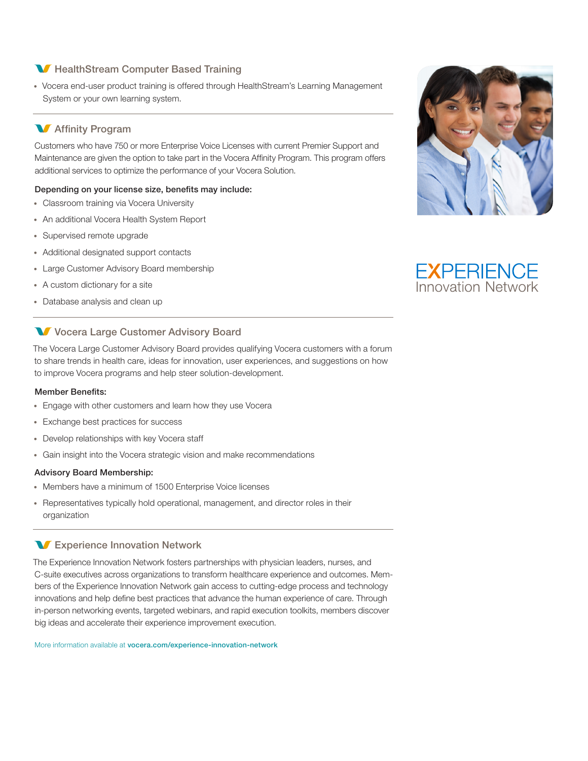## HealthStream Computer Based Training

- Vocera end-user product training is offered through HealthStream's Learning Management System or your own learning system.

## Affinity Program

Customers who have 750 or more Enterprise Voice Licenses with current Premier Support and Maintenance are given the option to take part in the Vocera Affinity Program. This program offers additional services to optimize the performance of your Vocera Solution.

**Depending on your license size, benefits may include:**

- Classroom training via Vocera University
- An additional Vocera Health System Report
- Supervised remote upgrade
- Additional designated support contacts
- Large Customer Advisory Board membership
- A custom dictionary for a site
- Database analysis and clean up

## Vocera Large Customer Advisory Board

The Vocera Large Customer Advisory Board provides qualifying Vocera customers with a forum to share trends in health care, ideas for innovation, user experiences, and suggestions on how to improve Vocera programs and help steer solution-development.

**Member Benefits:**

- Engage with other customers and learn how they use Vocera
- Exchange best practices for success
- Develop relationships with key Vocera staff
- Gain insight into the Vocera strategic vision and make recommendations

**Advisory Board Membership:**

- Members have a minimum of 1500 Enterprise Voice licenses
- Representatives typically hold operational, management, and director roles in their organization

## Experience Innovation Network

The Experience Innovation Network fosters partnerships with physician leaders, nurses, and C-suite executives across organizations to transform healthcare experience and outcomes. Members of the Experience Innovation Network gain access to cutting-edge process and technology innovations and help define best practices that advance the human experience of care. Through in-person networking events, targeted webinars, and rapid execution toolkits, members discover big ideas and accelerate their experience improvement execution.

More information available at **vocera.com/experience-innovation-network**

EXPERIENCE
Innovation Network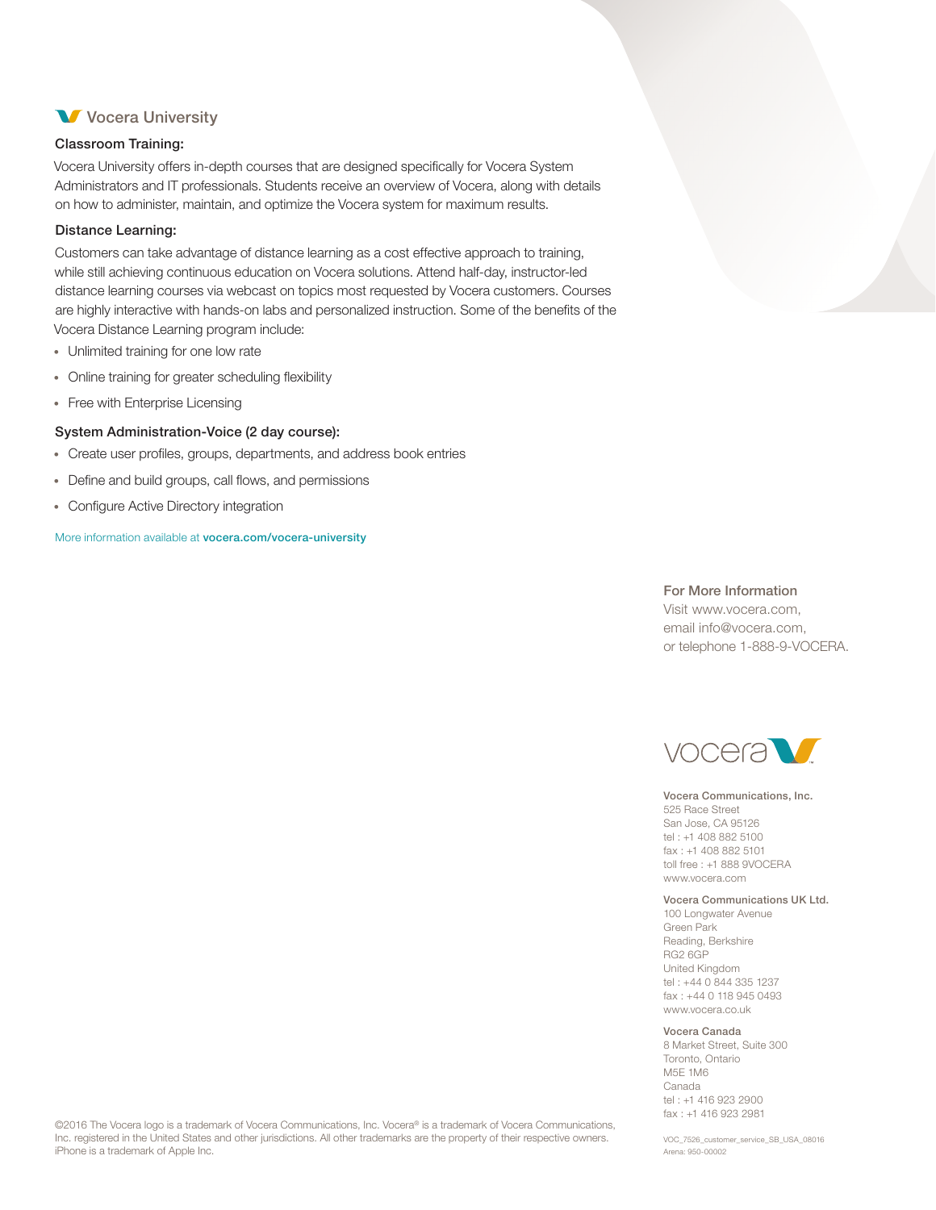## Vocera University

### Classroom Training:

Vocera University offers in-depth courses that are designed specifically for Vocera System Administrators and IT professionals. Students receive an overview of Vocera, along with details on how to administer, maintain, and optimize the Vocera system for maximum results.

### Distance Learning:

Customers can take advantage of distance learning as a cost effective approach to training, while still achieving continuous education on Vocera solutions. Attend half-day, instructor-led distance learning courses via webcast on topics most requested by Vocera customers. Courses are highly interactive with hands-on labs and personalized instruction. Some of the benefits of the Vocera Distance Learning program include:

- Unlimited training for one low rate
- Online training for greater scheduling flexibility
- Free with Enterprise Licensing

### System Administration-Voice (2 day course):

- Create user profiles, groups, departments, and address book entries
- Define and build groups, call flows, and permissions
- Configure Active Directory integration

More information available at **vocera.com/vocera-university**

**For More Information**
Visit www.vocera.com,
email info@vocera.com,
or telephone 1-888-9-VOCERA.

vocera

**Vocera Communications, Inc.**
525 Race Street
San Jose, CA 95126
tel : +1 408 882 5100
fax : +1 408 882 5101
toll free : +1 888 9VOCERA
www.vocera.com

**Vocera Communications UK Ltd.**
100 Longwater Avenue
Green Park
Reading, Berkshire
RG2 6GP
United Kingdom
tel : +44 0 844 335 1237
fax : +44 0 118 945 0493
www.vocera.co.uk

**Vocera Canada**
8 Market Street, Suite 300
Toronto, Ontario
M5E 1M6
Canada
tel : +1 416 923 2900
fax : +1 416 923 2981

©2016 The Vocera logo is a trademark of Vocera Communications, Inc. Vocera® is a trademark of Vocera Communications, Inc. registered in the United States and other jurisdictions. All other trademarks are the property of their respective owners. iPhone is a trademark of Apple Inc.

VOC_7526_customer_service_SB_USA_08016
Arena: 950-00002